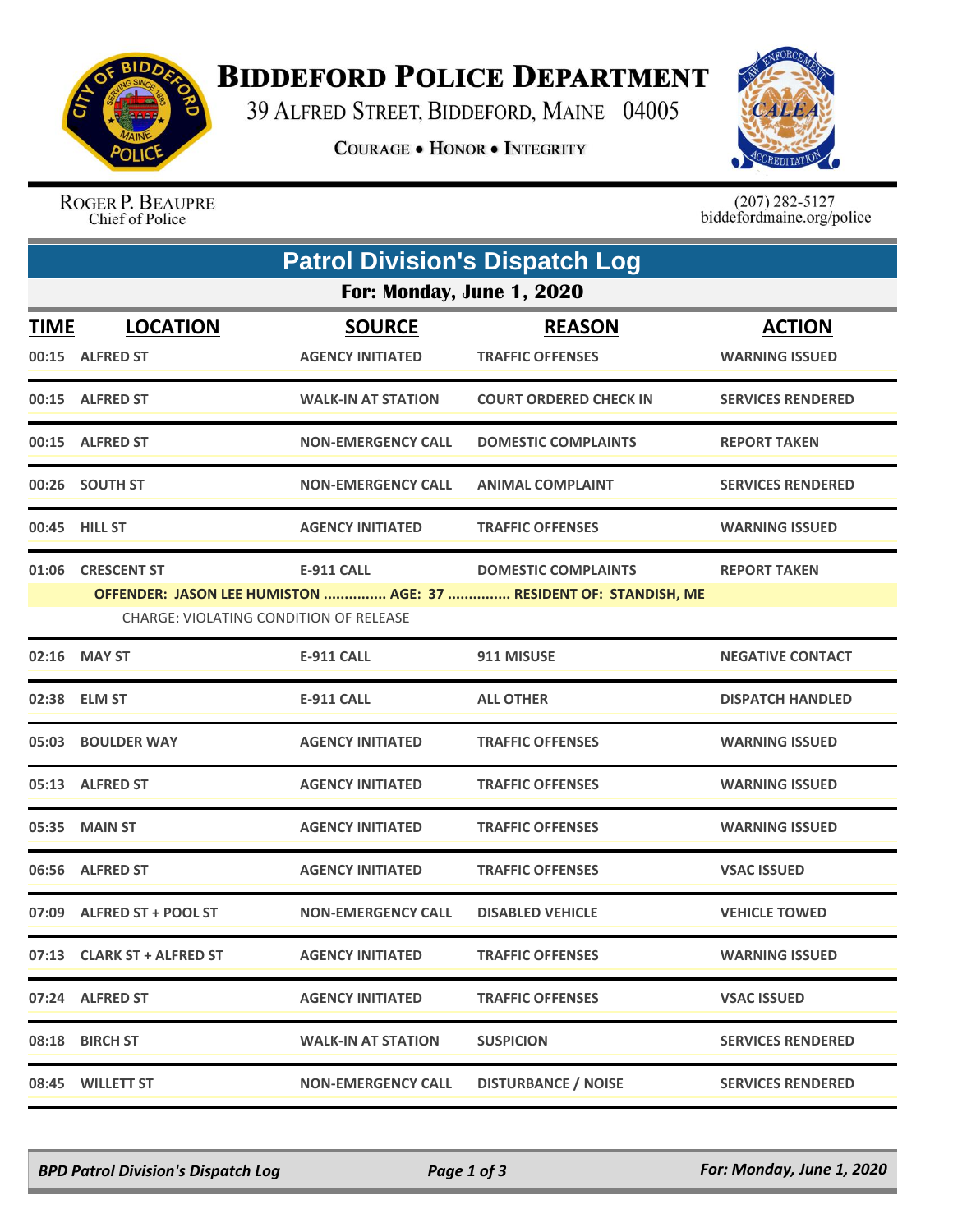# BIDDEFORD POLICE DEPARTMENT

39 ALFRED STREET, BIDDEFORD, MAINE 04005

COURAGE • HONOR • INTEGRITY

ROGER P. BEAUPRE
Chief of Police

(207) 282-5127
biddefordmaine.org/police

## Patrol Division's Dispatch Log

### For: Monday, June 1, 2020

| TIME | LOCATION | SOURCE | REASON | ACTION |
|---|---|---|---|---|
| 00:15 | ALFRED ST | AGENCY INITIATED | TRAFFIC OFFENSES | WARNING ISSUED |
| 00:15 | ALFRED ST | WALK-IN AT STATION | COURT ORDERED CHECK IN | SERVICES RENDERED |
| 00:15 | ALFRED ST | NON-EMERGENCY CALL | DOMESTIC COMPLAINTS | REPORT TAKEN |
| 00:26 | SOUTH ST | NON-EMERGENCY CALL | ANIMAL COMPLAINT | SERVICES RENDERED |
| 00:45 | HILL ST | AGENCY INITIATED | TRAFFIC OFFENSES | WARNING ISSUED |
| 01:06 | CRESCENT ST | E-911 CALL | DOMESTIC COMPLAINTS | REPORT TAKEN |
| | OFFENDER: JASON LEE HUMISTON ............... AGE: 37 ............... RESIDENT OF: STANDISH, ME | | | |
| | CHARGE: VIOLATING CONDITION OF RELEASE | | | |
| 02:16 | MAY ST | E-911 CALL | 911 MISUSE | NEGATIVE CONTACT |
| 02:38 | ELM ST | E-911 CALL | ALL OTHER | DISPATCH HANDLED |
| 05:03 | BOULDER WAY | AGENCY INITIATED | TRAFFIC OFFENSES | WARNING ISSUED |
| 05:13 | ALFRED ST | AGENCY INITIATED | TRAFFIC OFFENSES | WARNING ISSUED |
| 05:35 | MAIN ST | AGENCY INITIATED | TRAFFIC OFFENSES | WARNING ISSUED |
| 06:56 | ALFRED ST | AGENCY INITIATED | TRAFFIC OFFENSES | VSAC ISSUED |
| 07:09 | ALFRED ST + POOL ST | NON-EMERGENCY CALL | DISABLED VEHICLE | VEHICLE TOWED |
| 07:13 | CLARK ST + ALFRED ST | AGENCY INITIATED | TRAFFIC OFFENSES | WARNING ISSUED |
| 07:24 | ALFRED ST | AGENCY INITIATED | TRAFFIC OFFENSES | VSAC ISSUED |
| 08:18 | BIRCH ST | WALK-IN AT STATION | SUSPICION | SERVICES RENDERED |
| 08:45 | WILLETT ST | NON-EMERGENCY CALL | DISTURBANCE / NOISE | SERVICES RENDERED |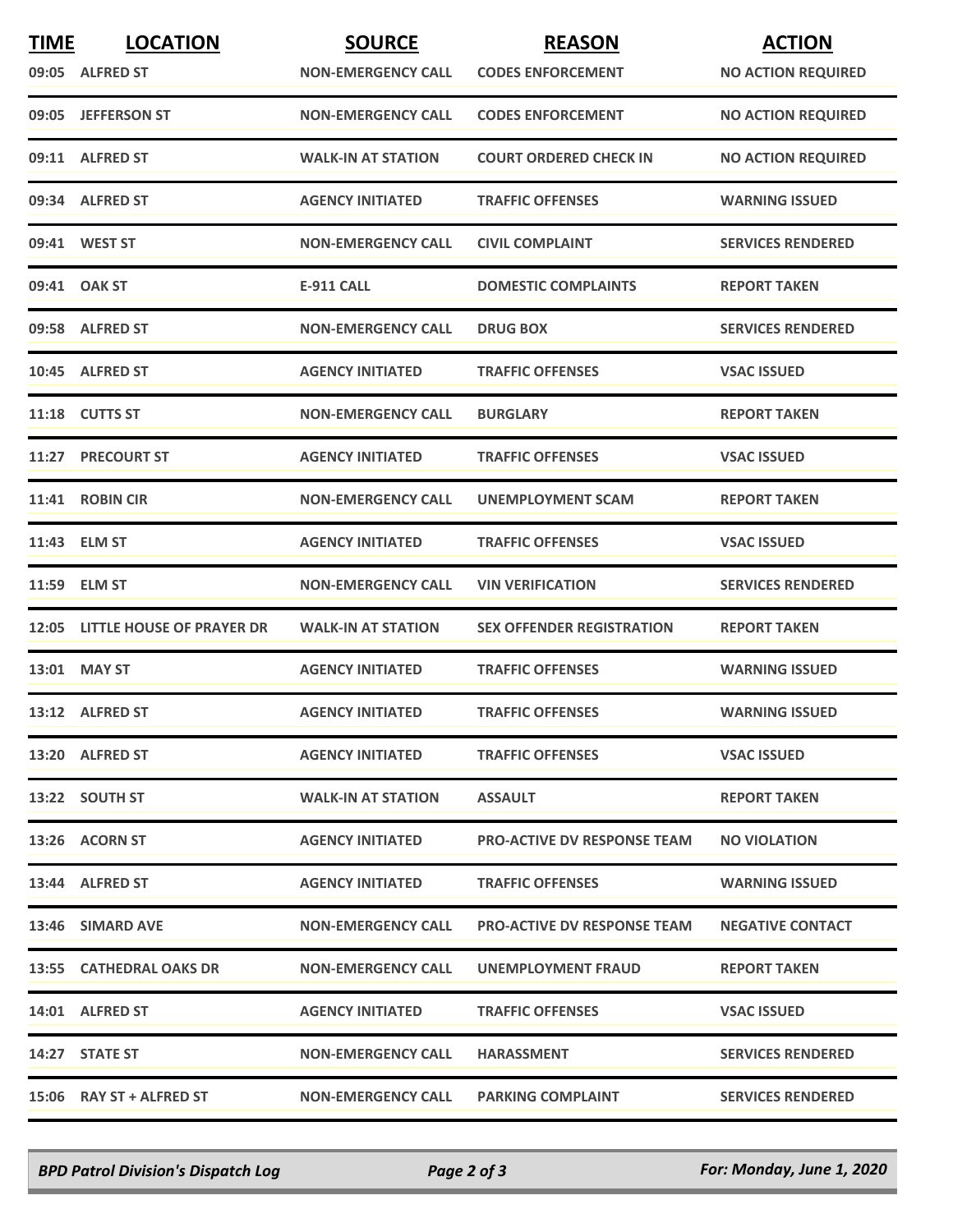| TIME | LOCATION | SOURCE | REASON | ACTION |
|---|---|---|---|---|
| 09:05 | ALFRED ST | NON-EMERGENCY CALL | CODES ENFORCEMENT | NO ACTION REQUIRED |
| 09:05 | JEFFERSON ST | NON-EMERGENCY CALL | CODES ENFORCEMENT | NO ACTION REQUIRED |
| 09:11 | ALFRED ST | WALK-IN AT STATION | COURT ORDERED CHECK IN | NO ACTION REQUIRED |
| 09:34 | ALFRED ST | AGENCY INITIATED | TRAFFIC OFFENSES | WARNING ISSUED |
| 09:41 | WEST ST | NON-EMERGENCY CALL | CIVIL COMPLAINT | SERVICES RENDERED |
| 09:41 | OAK ST | E-911 CALL | DOMESTIC COMPLAINTS | REPORT TAKEN |
| 09:58 | ALFRED ST | NON-EMERGENCY CALL | DRUG BOX | SERVICES RENDERED |
| 10:45 | ALFRED ST | AGENCY INITIATED | TRAFFIC OFFENSES | VSAC ISSUED |
| 11:18 | CUTTS ST | NON-EMERGENCY CALL | BURGLARY | REPORT TAKEN |
| 11:27 | PRECOURT ST | AGENCY INITIATED | TRAFFIC OFFENSES | VSAC ISSUED |
| 11:41 | ROBIN CIR | NON-EMERGENCY CALL | UNEMPLOYMENT SCAM | REPORT TAKEN |
| 11:43 | ELM ST | AGENCY INITIATED | TRAFFIC OFFENSES | VSAC ISSUED |
| 11:59 | ELM ST | NON-EMERGENCY CALL | VIN VERIFICATION | SERVICES RENDERED |
| 12:05 | LITTLE HOUSE OF PRAYER DR | WALK-IN AT STATION | SEX OFFENDER REGISTRATION | REPORT TAKEN |
| 13:01 | MAY ST | AGENCY INITIATED | TRAFFIC OFFENSES | WARNING ISSUED |
| 13:12 | ALFRED ST | AGENCY INITIATED | TRAFFIC OFFENSES | WARNING ISSUED |
| 13:20 | ALFRED ST | AGENCY INITIATED | TRAFFIC OFFENSES | VSAC ISSUED |
| 13:22 | SOUTH ST | WALK-IN AT STATION | ASSAULT | REPORT TAKEN |
| 13:26 | ACORN ST | AGENCY INITIATED | PRO-ACTIVE DV RESPONSE TEAM | NO VIOLATION |
| 13:44 | ALFRED ST | AGENCY INITIATED | TRAFFIC OFFENSES | WARNING ISSUED |
| 13:46 | SIMARD AVE | NON-EMERGENCY CALL | PRO-ACTIVE DV RESPONSE TEAM | NEGATIVE CONTACT |
| 13:55 | CATHEDRAL OAKS DR | NON-EMERGENCY CALL | UNEMPLOYMENT FRAUD | REPORT TAKEN |
| 14:01 | ALFRED ST | AGENCY INITIATED | TRAFFIC OFFENSES | VSAC ISSUED |
| 14:27 | STATE ST | NON-EMERGENCY CALL | HARASSMENT | SERVICES RENDERED |
| 15:06 | RAY ST + ALFRED ST | NON-EMERGENCY CALL | PARKING COMPLAINT | SERVICES RENDERED |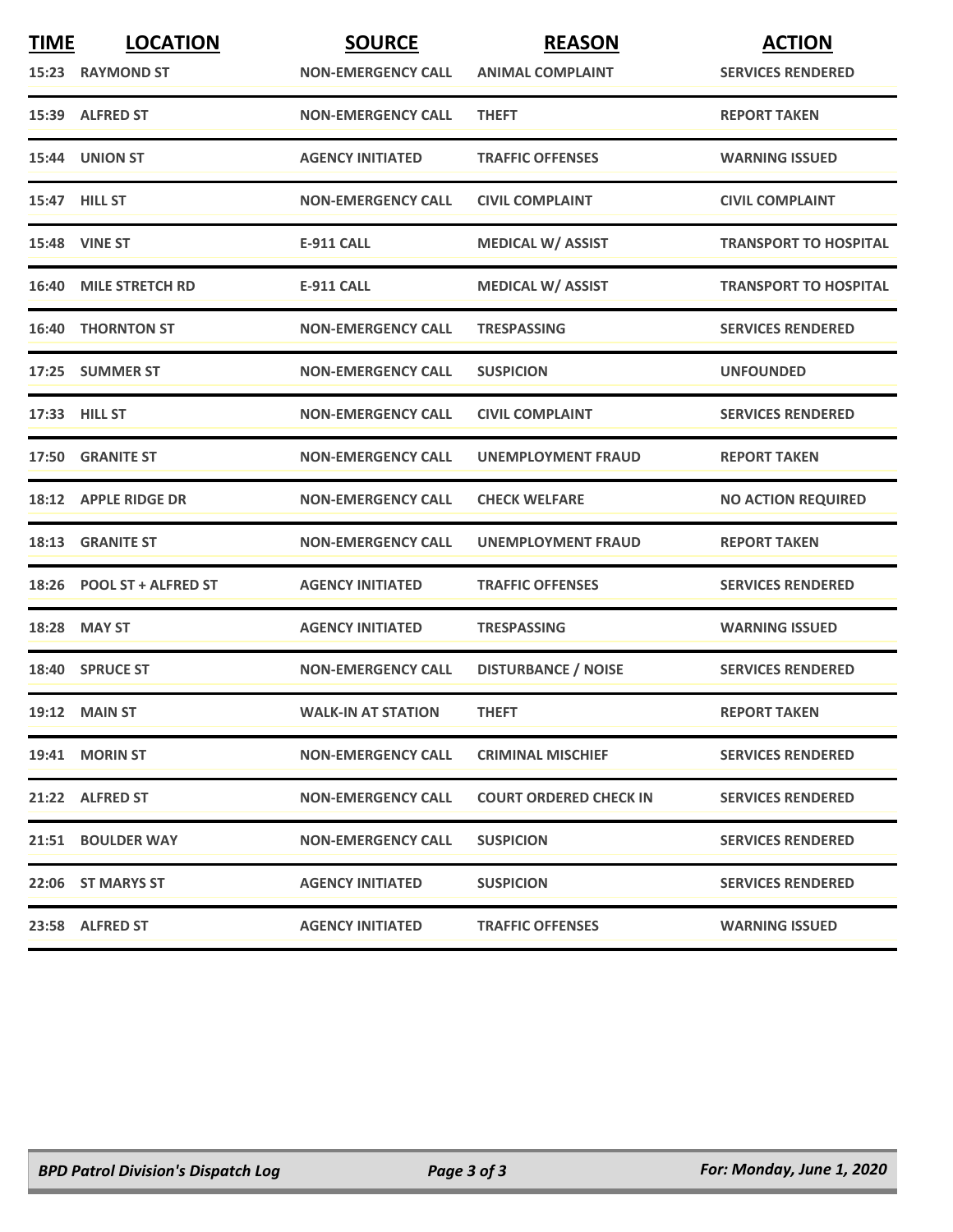| TIME | LOCATION | SOURCE | REASON | ACTION |
| --- | --- | --- | --- | --- |
| 15:23 | RAYMOND ST | NON-EMERGENCY CALL | ANIMAL COMPLAINT | SERVICES RENDERED |
| 15:39 | ALFRED ST | NON-EMERGENCY CALL | THEFT | REPORT TAKEN |
| 15:44 | UNION ST | AGENCY INITIATED | TRAFFIC OFFENSES | WARNING ISSUED |
| 15:47 | HILL ST | NON-EMERGENCY CALL | CIVIL COMPLAINT | CIVIL COMPLAINT |
| 15:48 | VINE ST | E-911 CALL | MEDICAL W/ ASSIST | TRANSPORT TO HOSPITAL |
| 16:40 | MILE STRETCH RD | E-911 CALL | MEDICAL W/ ASSIST | TRANSPORT TO HOSPITAL |
| 16:40 | THORNTON ST | NON-EMERGENCY CALL | TRESPASSING | SERVICES RENDERED |
| 17:25 | SUMMER ST | NON-EMERGENCY CALL | SUSPICION | UNFOUNDED |
| 17:33 | HILL ST | NON-EMERGENCY CALL | CIVIL COMPLAINT | SERVICES RENDERED |
| 17:50 | GRANITE ST | NON-EMERGENCY CALL | UNEMPLOYMENT FRAUD | REPORT TAKEN |
| 18:12 | APPLE RIDGE DR | NON-EMERGENCY CALL | CHECK WELFARE | NO ACTION REQUIRED |
| 18:13 | GRANITE ST | NON-EMERGENCY CALL | UNEMPLOYMENT FRAUD | REPORT TAKEN |
| 18:26 | POOL ST + ALFRED ST | AGENCY INITIATED | TRAFFIC OFFENSES | SERVICES RENDERED |
| 18:28 | MAY ST | AGENCY INITIATED | TRESPASSING | WARNING ISSUED |
| 18:40 | SPRUCE ST | NON-EMERGENCY CALL | DISTURBANCE / NOISE | SERVICES RENDERED |
| 19:12 | MAIN ST | WALK-IN AT STATION | THEFT | REPORT TAKEN |
| 19:41 | MORIN ST | NON-EMERGENCY CALL | CRIMINAL MISCHIEF | SERVICES RENDERED |
| 21:22 | ALFRED ST | NON-EMERGENCY CALL | COURT ORDERED CHECK IN | SERVICES RENDERED |
| 21:51 | BOULDER WAY | NON-EMERGENCY CALL | SUSPICION | SERVICES RENDERED |
| 22:06 | ST MARYS ST | AGENCY INITIATED | SUSPICION | SERVICES RENDERED |
| 23:58 | ALFRED ST | AGENCY INITIATED | TRAFFIC OFFENSES | WARNING ISSUED |